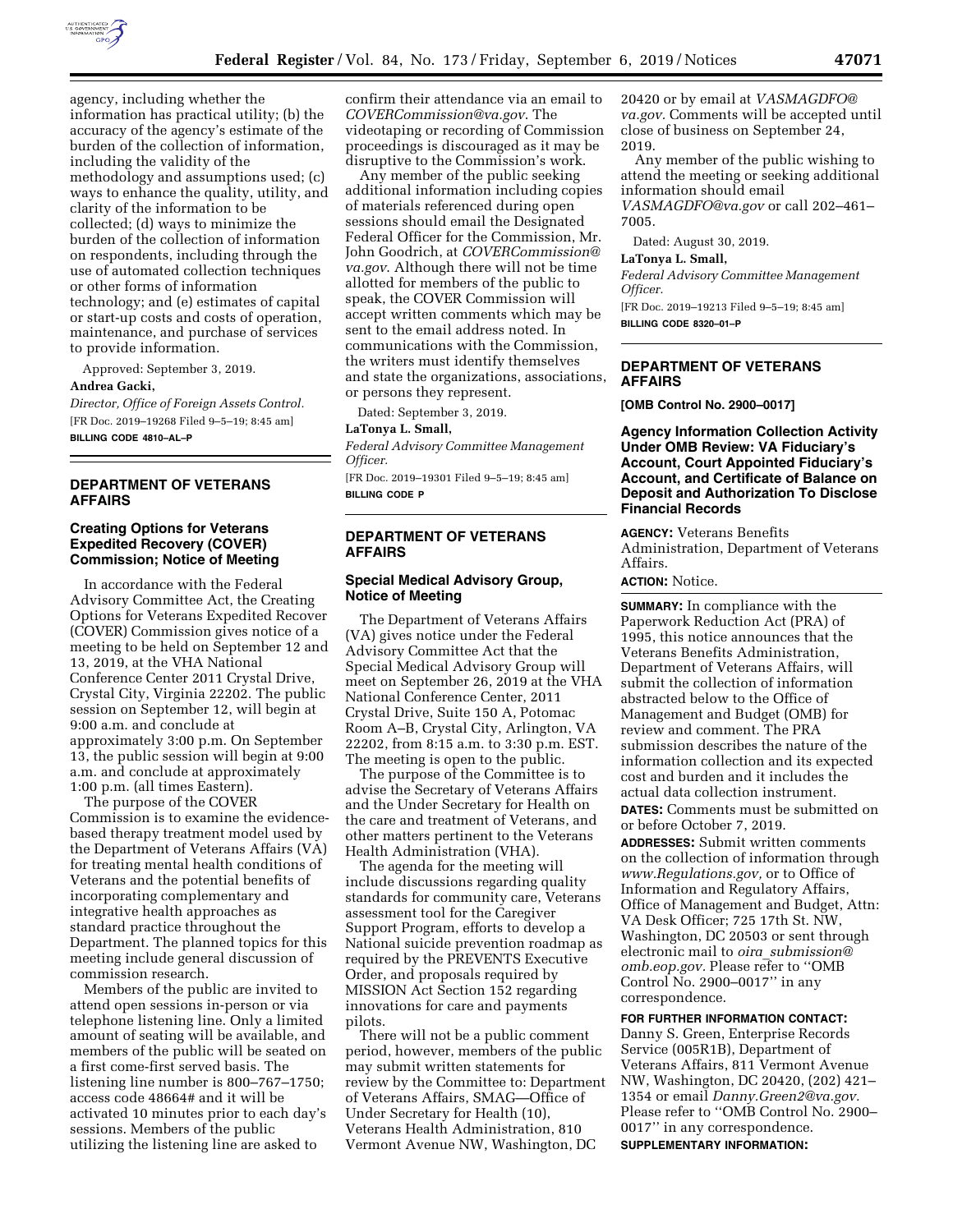agency, including whether the information has practical utility; (b) the accuracy of the agency's estimate of the burden of the collection of information, including the validity of the methodology and assumptions used; (c) ways to enhance the quality, utility, and clarity of the information to be collected; (d) ways to minimize the burden of the collection of information on respondents, including through the use of automated collection techniques or other forms of information technology; and (e) estimates of capital or start-up costs and costs of operation, maintenance, and purchase of services to provide information.

Approved: September 3, 2019.

**Andrea Gacki,**

*Director, Office of Foreign Assets Control.*

[FR Doc. 2019–19268 Filed 9–5–19; 8:45 am]

**BILLING CODE 4810–AL–P**

## DEPARTMENT OF VETERANS AFFAIRS

### Creating Options for Veterans Expedited Recovery (COVER) Commission; Notice of Meeting

In accordance with the Federal Advisory Committee Act, the Creating Options for Veterans Expedited Recover (COVER) Commission gives notice of a meeting to be held on September 12 and 13, 2019, at the VHA National Conference Center 2011 Crystal Drive, Crystal City, Virginia 22202. The public session on September 12, will begin at 9:00 a.m. and conclude at approximately 3:00 p.m. On September 13, the public session will begin at 9:00 a.m. and conclude at approximately 1:00 p.m. (all times Eastern).

The purpose of the COVER Commission is to examine the evidence-based therapy treatment model used by the Department of Veterans Affairs (VA) for treating mental health conditions of Veterans and the potential benefits of incorporating complementary and integrative health approaches as standard practice throughout the Department. The planned topics for this meeting include general discussion of commission research.

Members of the public are invited to attend open sessions in-person or via telephone listening line. Only a limited amount of seating will be available, and members of the public will be seated on a first come-first served basis. The listening line number is 800–767–1750; access code 48664# and it will be activated 10 minutes prior to each day's sessions. Members of the public utilizing the listening line are asked to confirm their attendance via an email to *COVERCommission@va.gov*. The videotaping or recording of Commission proceedings is discouraged as it may be disruptive to the Commission's work.

Any member of the public seeking additional information including copies of materials referenced during open sessions should email the Designated Federal Officer for the Commission, Mr. John Goodrich, at *COVERCommission@va.gov*. Although there will not be time allotted for members of the public to speak, the COVER Commission will accept written comments which may be sent to the email address noted. In communications with the Commission, the writers must identify themselves and state the organizations, associations, or persons they represent.

Dated: September 3, 2019.

**LaTonya L. Small,**

*Federal Advisory Committee Management Officer.*

[FR Doc. 2019–19301 Filed 9–5–19; 8:45 am]

**BILLING CODE P**

## DEPARTMENT OF VETERANS AFFAIRS

### Special Medical Advisory Group, Notice of Meeting

The Department of Veterans Affairs (VA) gives notice under the Federal Advisory Committee Act that the Special Medical Advisory Group will meet on September 26, 2019 at the VHA National Conference Center, 2011 Crystal Drive, Suite 150 A, Potomac Room A–B, Crystal City, Arlington, VA 22202, from 8:15 a.m. to 3:30 p.m. EST. The meeting is open to the public.

The purpose of the Committee is to advise the Secretary of Veterans Affairs and the Under Secretary for Health on the care and treatment of Veterans, and other matters pertinent to the Veterans Health Administration (VHA).

The agenda for the meeting will include discussions regarding quality standards for community care, Veterans assessment tool for the Caregiver Support Program, efforts to develop a National suicide prevention roadmap as required by the PREVENTS Executive Order, and proposals required by MISSION Act Section 152 regarding innovations for care and payments pilots.

There will not be a public comment period, however, members of the public may submit written statements for review by the Committee to: Department of Veterans Affairs, SMAG—Office of Under Secretary for Health (10), Veterans Health Administration, 810 Vermont Avenue NW, Washington, DC 20420 or by email at *VASMAGDFO@va.gov.* Comments will be accepted until close of business on September 24, 2019.

Any member of the public wishing to attend the meeting or seeking additional information should email *VASMAGDFO@va.gov* or call 202–461–7005.

Dated: August 30, 2019.

**LaTonya L. Small,**

*Federal Advisory Committee Management Officer.*

[FR Doc. 2019–19213 Filed 9–5–19; 8:45 am]

**BILLING CODE 8320–01–P**

## DEPARTMENT OF VETERANS AFFAIRS

**[OMB Control No. 2900–0017]**

### Agency Information Collection Activity Under OMB Review: VA Fiduciary's Account, Court Appointed Fiduciary's Account, and Certificate of Balance on Deposit and Authorization To Disclose Financial Records

**AGENCY:** Veterans Benefits Administration, Department of Veterans Affairs.

**ACTION:** Notice.

**SUMMARY:** In compliance with the Paperwork Reduction Act (PRA) of 1995, this notice announces that the Veterans Benefits Administration, Department of Veterans Affairs, will submit the collection of information abstracted below to the Office of Management and Budget (OMB) for review and comment. The PRA submission describes the nature of the information collection and its expected cost and burden and it includes the actual data collection instrument.

**DATES:** Comments must be submitted on or before October 7, 2019.

**ADDRESSES:** Submit written comments on the collection of information through *www.Regulations.gov,* or to Office of Information and Regulatory Affairs, Office of Management and Budget, Attn: VA Desk Officer; 725 17th St. NW, Washington, DC 20503 or sent through electronic mail to *oira_submission@omb.eop.gov.* Please refer to ''OMB Control No. 2900–0017'' in any correspondence.

**FOR FURTHER INFORMATION CONTACT:** Danny S. Green, Enterprise Records Service (005R1B), Department of Veterans Affairs, 811 Vermont Avenue NW, Washington, DC 20420, (202) 421–1354 or email *Danny.Green2@va.gov.* Please refer to ''OMB Control No. 2900–0017'' in any correspondence.

**SUPPLEMENTARY INFORMATION:**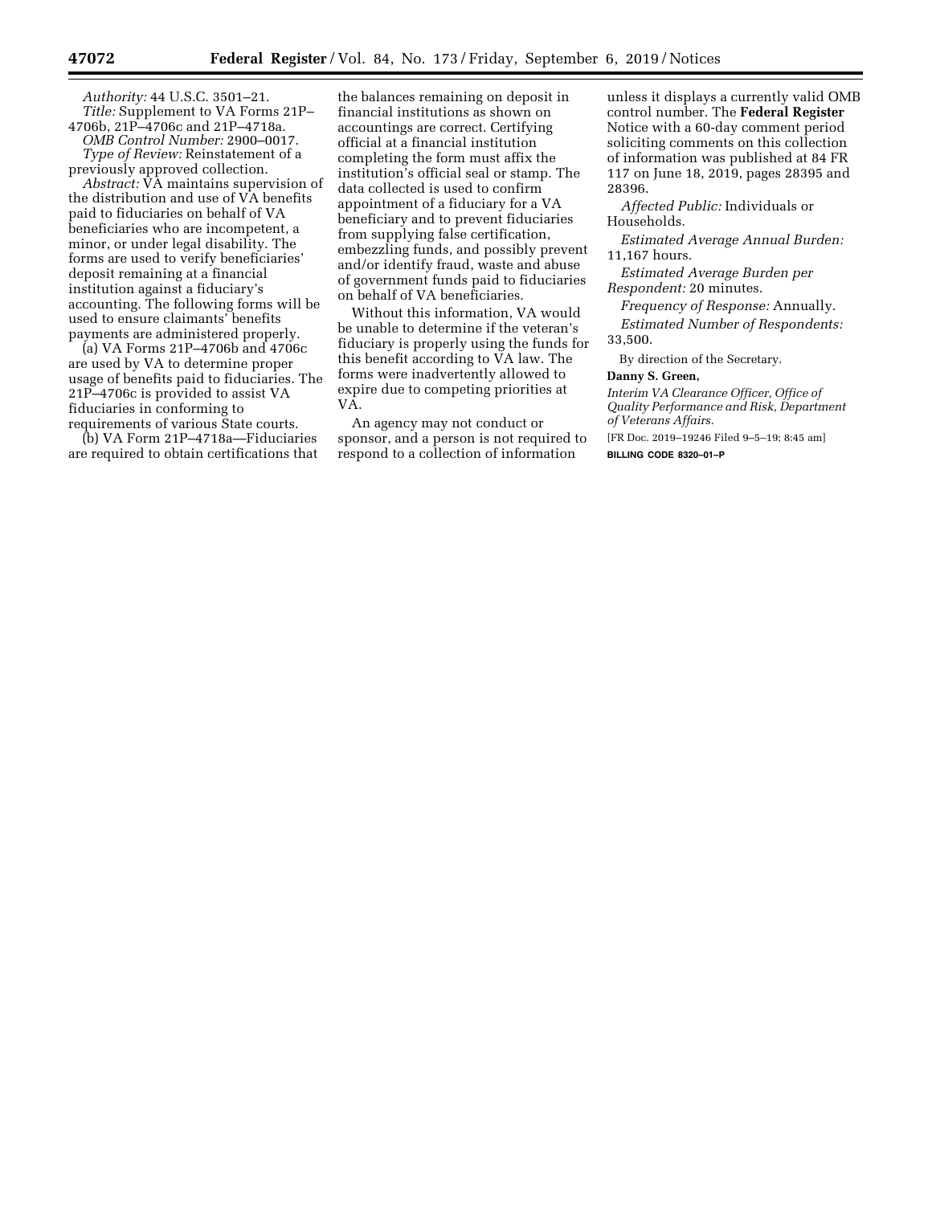*Authority:* 44 U.S.C. 3501–21.

*Title:* Supplement to VA Forms 21P–4706b, 21P–4706c and 21P–4718a.

*OMB Control Number:* 2900–0017.

*Type of Review:* Reinstatement of a previously approved collection.

*Abstract:* VA maintains supervision of the distribution and use of VA benefits paid to fiduciaries on behalf of VA beneficiaries who are incompetent, a minor, or under legal disability. The forms are used to verify beneficiaries' deposit remaining at a financial institution against a fiduciary's accounting. The following forms will be used to ensure claimants' benefits payments are administered properly.

(a) VA Forms 21P–4706b and 4706c are used by VA to determine proper usage of benefits paid to fiduciaries. The 21P–4706c is provided to assist VA fiduciaries in conforming to requirements of various State courts.

(b) VA Form 21P–4718a—Fiduciaries are required to obtain certifications that the balances remaining on deposit in financial institutions as shown on accountings are correct. Certifying official at a financial institution completing the form must affix the institution's official seal or stamp. The data collected is used to confirm appointment of a fiduciary for a VA beneficiary and to prevent fiduciaries from supplying false certification, embezzling funds, and possibly prevent and/or identify fraud, waste and abuse of government funds paid to fiduciaries on behalf of VA beneficiaries.

Without this information, VA would be unable to determine if the veteran's fiduciary is properly using the funds for this benefit according to VA law. The forms were inadvertently allowed to expire due to competing priorities at VA.

An agency may not conduct or sponsor, and a person is not required to respond to a collection of information unless it displays a currently valid OMB control number. The **Federal Register** Notice with a 60-day comment period soliciting comments on this collection of information was published at 84 FR 117 on June 18, 2019, pages 28395 and 28396.

*Affected Public:* Individuals or Households.

*Estimated Average Annual Burden:* 11,167 hours.

*Estimated Average Burden per Respondent:* 20 minutes.

*Frequency of Response:* Annually.

*Estimated Number of Respondents:* 33,500.

By direction of the Secretary.

**Danny S. Green,**

*Interim VA Clearance Officer, Office of Quality Performance and Risk, Department of Veterans Affairs.*

[FR Doc. 2019–19246 Filed 9–5–19; 8:45 am]

**BILLING CODE 8320–01–P**